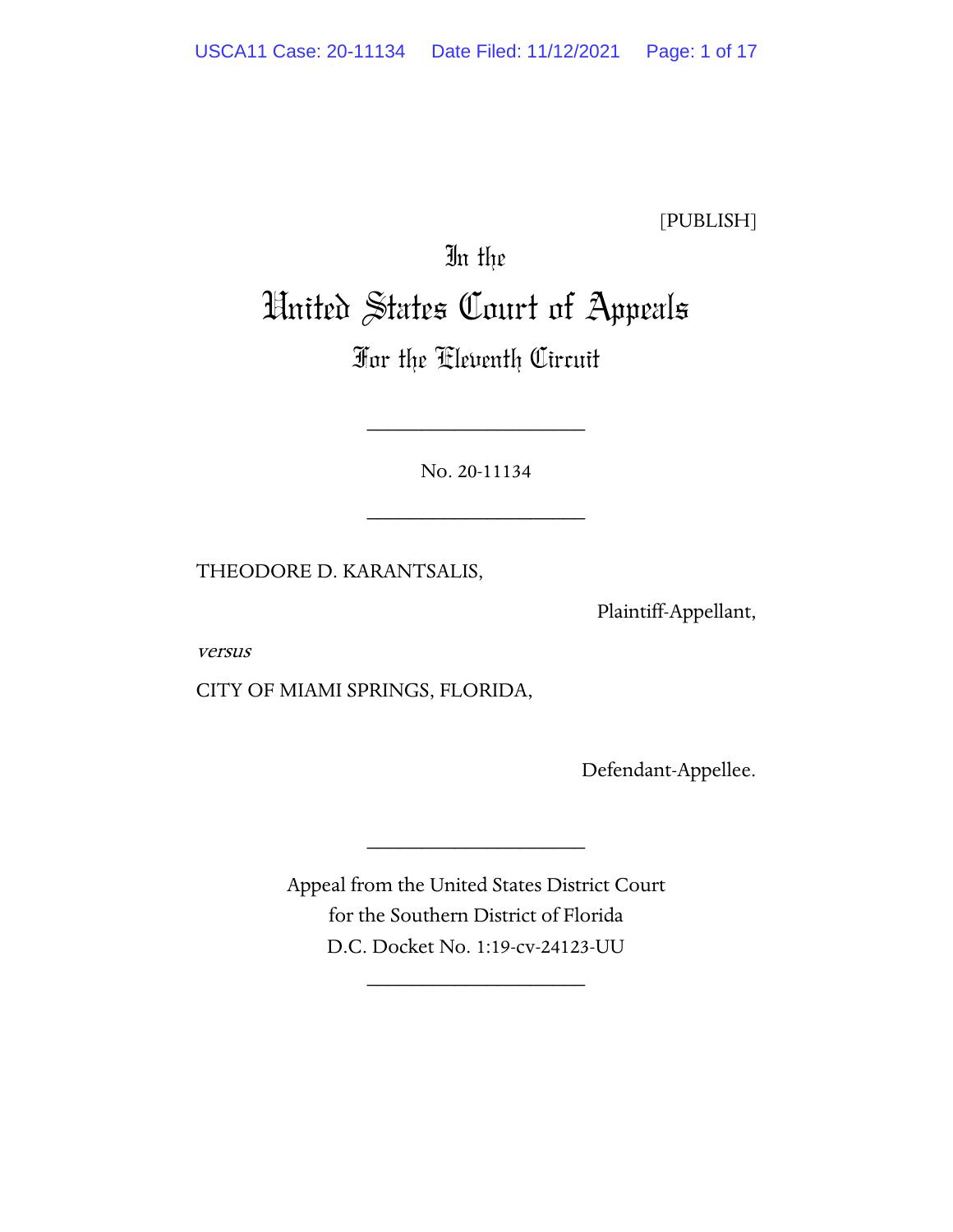[PUBLISH]

In the

# United States Court of Appeals

## For the Eleventh Circuit

____________________

No. 20-11134

____________________

THEODORE D. KARANTSALIS,

Plaintiff-Appellant,

*versus*

CITY OF MIAMI SPRINGS, FLORIDA,

Defendant-Appellee.

____________________

Appeal from the United States District Court
for the Southern District of Florida
D.C. Docket No. 1:19-cv-24123-UU

____________________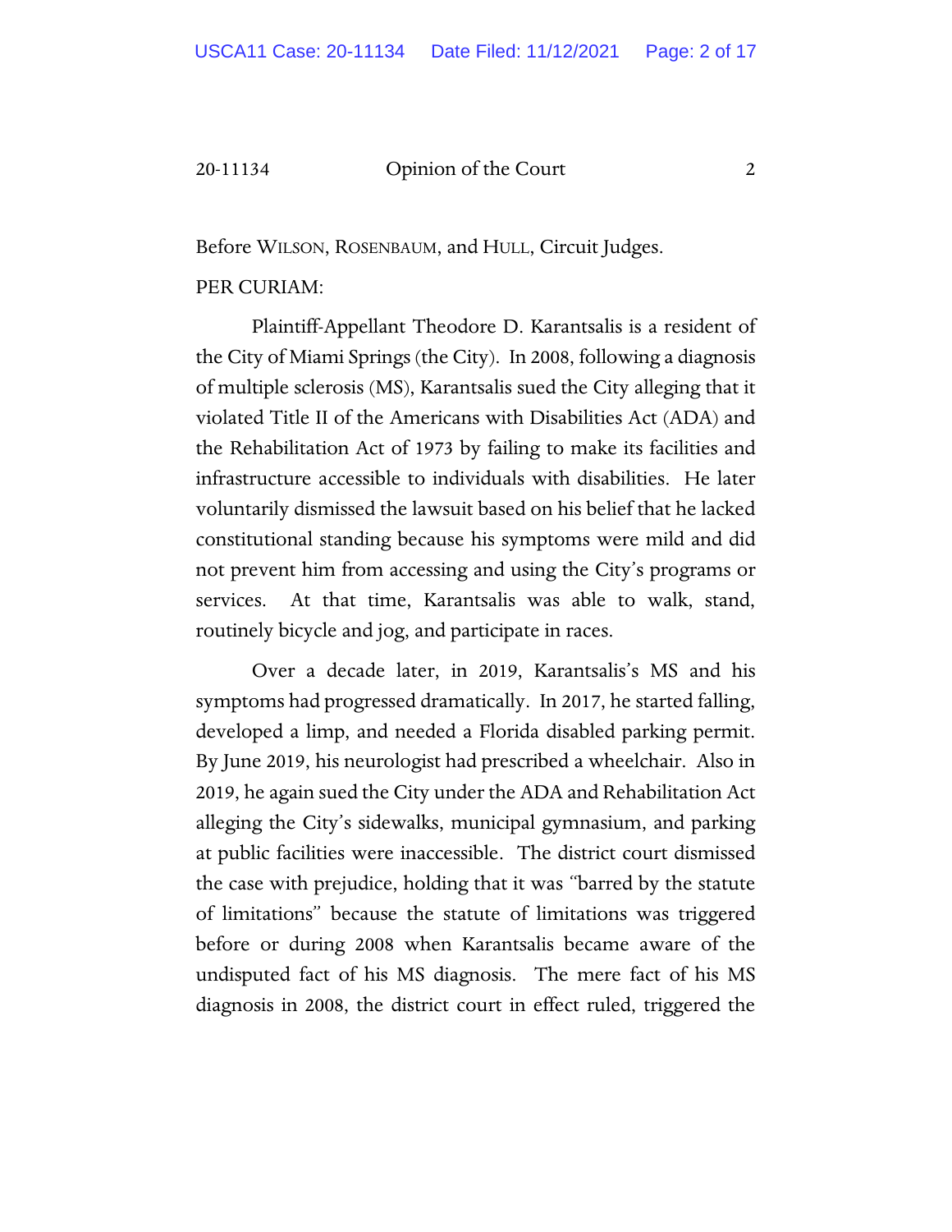Before WILSON, ROSENBAUM, and HULL, Circuit Judges.

PER CURIAM:

Plaintiff-Appellant Theodore D. Karantsalis is a resident of the City of Miami Springs (the City). In 2008, following a diagnosis of multiple sclerosis (MS), Karantsalis sued the City alleging that it violated Title II of the Americans with Disabilities Act (ADA) and the Rehabilitation Act of 1973 by failing to make its facilities and infrastructure accessible to individuals with disabilities. He later voluntarily dismissed the lawsuit based on his belief that he lacked constitutional standing because his symptoms were mild and did not prevent him from accessing and using the City's programs or services. At that time, Karantsalis was able to walk, stand, routinely bicycle and jog, and participate in races.

Over a decade later, in 2019, Karantsalis's MS and his symptoms had progressed dramatically. In 2017, he started falling, developed a limp, and needed a Florida disabled parking permit. By June 2019, his neurologist had prescribed a wheelchair. Also in 2019, he again sued the City under the ADA and Rehabilitation Act alleging the City's sidewalks, municipal gymnasium, and parking at public facilities were inaccessible. The district court dismissed the case with prejudice, holding that it was "barred by the statute of limitations" because the statute of limitations was triggered before or during 2008 when Karantsalis became aware of the undisputed fact of his MS diagnosis. The mere fact of his MS diagnosis in 2008, the district court in effect ruled, triggered the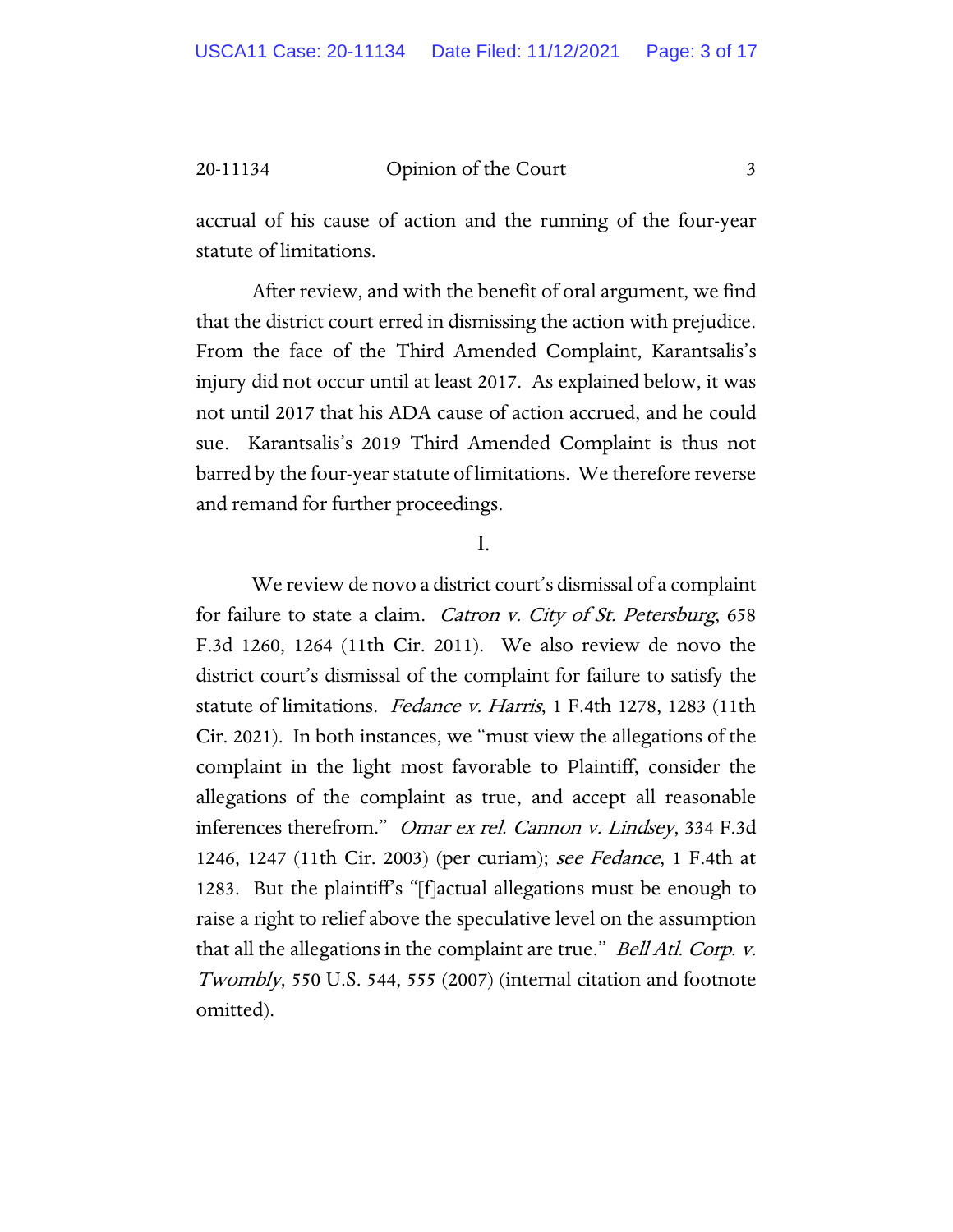accrual of his cause of action and the running of the four-year statute of limitations.

After review, and with the benefit of oral argument, we find that the district court erred in dismissing the action with prejudice. From the face of the Third Amended Complaint, Karantsalis's injury did not occur until at least 2017. As explained below, it was not until 2017 that his ADA cause of action accrued, and he could sue. Karantsalis's 2019 Third Amended Complaint is thus not barred by the four-year statute of limitations. We therefore reverse and remand for further proceedings.

## I.

We review de novo a district court's dismissal of a complaint for failure to state a claim. *Catron v. City of St. Petersburg*, 658 F.3d 1260, 1264 (11th Cir. 2011). We also review de novo the district court's dismissal of the complaint for failure to satisfy the statute of limitations. *Fedance v. Harris*, 1 F.4th 1278, 1283 (11th Cir. 2021). In both instances, we "must view the allegations of the complaint in the light most favorable to Plaintiff, consider the allegations of the complaint as true, and accept all reasonable inferences therefrom." *Omar ex rel. Cannon v. Lindsey*, 334 F.3d 1246, 1247 (11th Cir. 2003) (per curiam); *see Fedance*, 1 F.4th at 1283. But the plaintiff's "[f]actual allegations must be enough to raise a right to relief above the speculative level on the assumption that all the allegations in the complaint are true." *Bell Atl. Corp. v. Twombly*, 550 U.S. 544, 555 (2007) (internal citation and footnote omitted).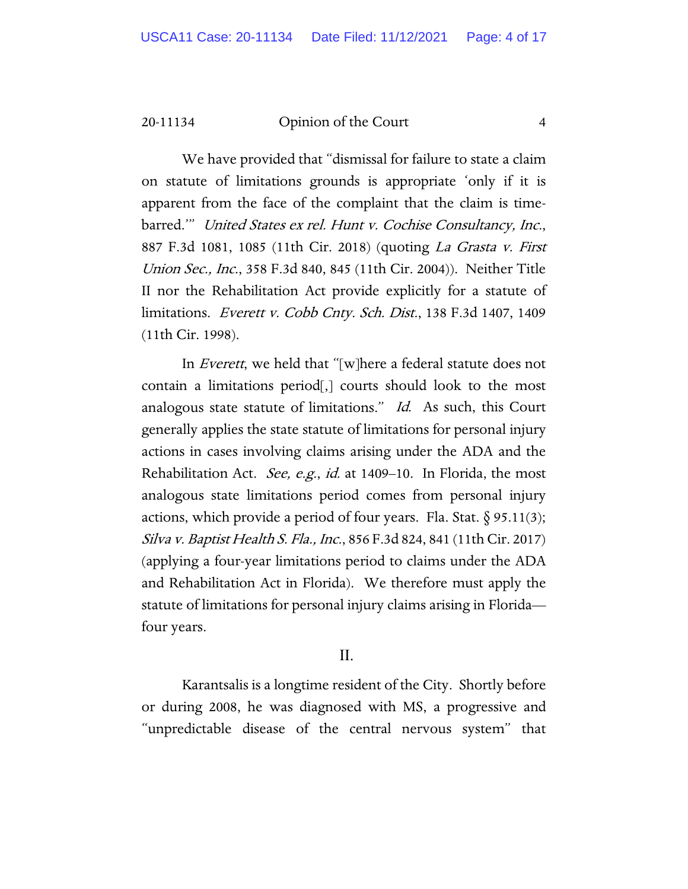We have provided that "dismissal for failure to state a claim on statute of limitations grounds is appropriate 'only if it is apparent from the face of the complaint that the claim is time-barred.'" *United States ex rel. Hunt v. Cochise Consultancy, Inc.*, 887 F.3d 1081, 1085 (11th Cir. 2018) (quoting *La Grasta v. First Union Sec., Inc.*, 358 F.3d 840, 845 (11th Cir. 2004)). Neither Title II nor the Rehabilitation Act provide explicitly for a statute of limitations. *Everett v. Cobb Cnty. Sch. Dist.*, 138 F.3d 1407, 1409 (11th Cir. 1998).

In *Everett*, we held that "[w]here a federal statute does not contain a limitations period[,] courts should look to the most analogous state statute of limitations." *Id.* As such, this Court generally applies the state statute of limitations for personal injury actions in cases involving claims arising under the ADA and the Rehabilitation Act. *See, e.g.*, *id.* at 1409–10. In Florida, the most analogous state limitations period comes from personal injury actions, which provide a period of four years. Fla. Stat. § 95.11(3); *Silva v. Baptist Health S. Fla., Inc.*, 856 F.3d 824, 841 (11th Cir. 2017) (applying a four-year limitations period to claims under the ADA and Rehabilitation Act in Florida). We therefore must apply the statute of limitations for personal injury claims arising in Florida—four years.

## II.

Karantsalis is a longtime resident of the City. Shortly before or during 2008, he was diagnosed with MS, a progressive and "unpredictable disease of the central nervous system" that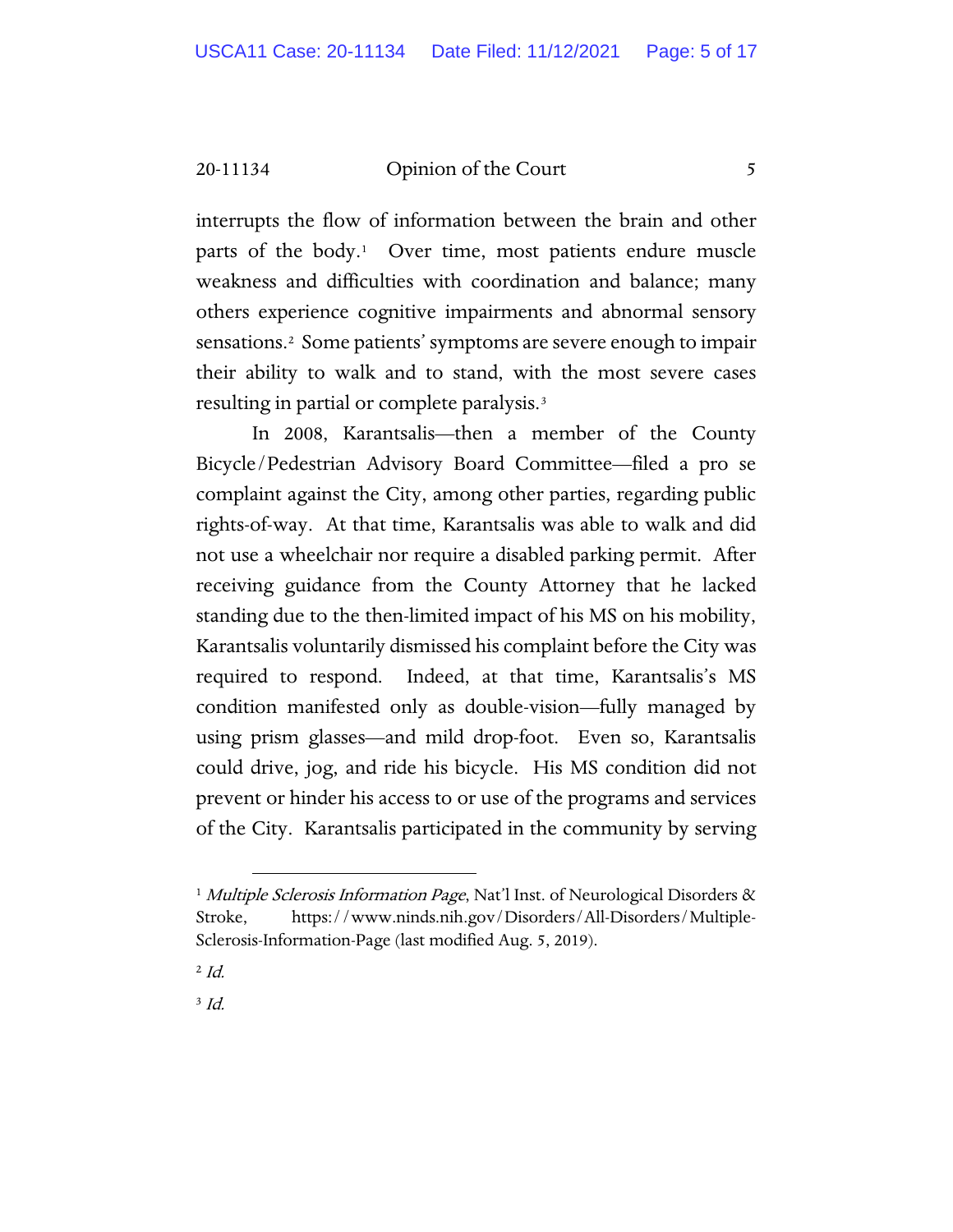interrupts the flow of information between the brain and other parts of the body.[1] Over time, most patients endure muscle weakness and difficulties with coordination and balance; many others experience cognitive impairments and abnormal sensory sensations.[2] Some patients' symptoms are severe enough to impair their ability to walk and to stand, with the most severe cases resulting in partial or complete paralysis.[3]

In 2008, Karantsalis—then a member of the County Bicycle/Pedestrian Advisory Board Committee—filed a pro se complaint against the City, among other parties, regarding public rights-of-way. At that time, Karantsalis was able to walk and did not use a wheelchair nor require a disabled parking permit. After receiving guidance from the County Attorney that he lacked standing due to the then-limited impact of his MS on his mobility, Karantsalis voluntarily dismissed his complaint before the City was required to respond. Indeed, at that time, Karantsalis's MS condition manifested only as double-vision—fully managed by using prism glasses—and mild drop-foot. Even so, Karantsalis could drive, jog, and ride his bicycle. His MS condition did not prevent or hinder his access to or use of the programs and services of the City. Karantsalis participated in the community by serving

---

[1] *Multiple Sclerosis Information Page*, Nat'l Inst. of Neurological Disorders & Stroke, https://www.ninds.nih.gov/Disorders/All-Disorders/Multiple-Sclerosis-Information-Page (last modified Aug. 5, 2019).

[2] *Id.*

[3] *Id.*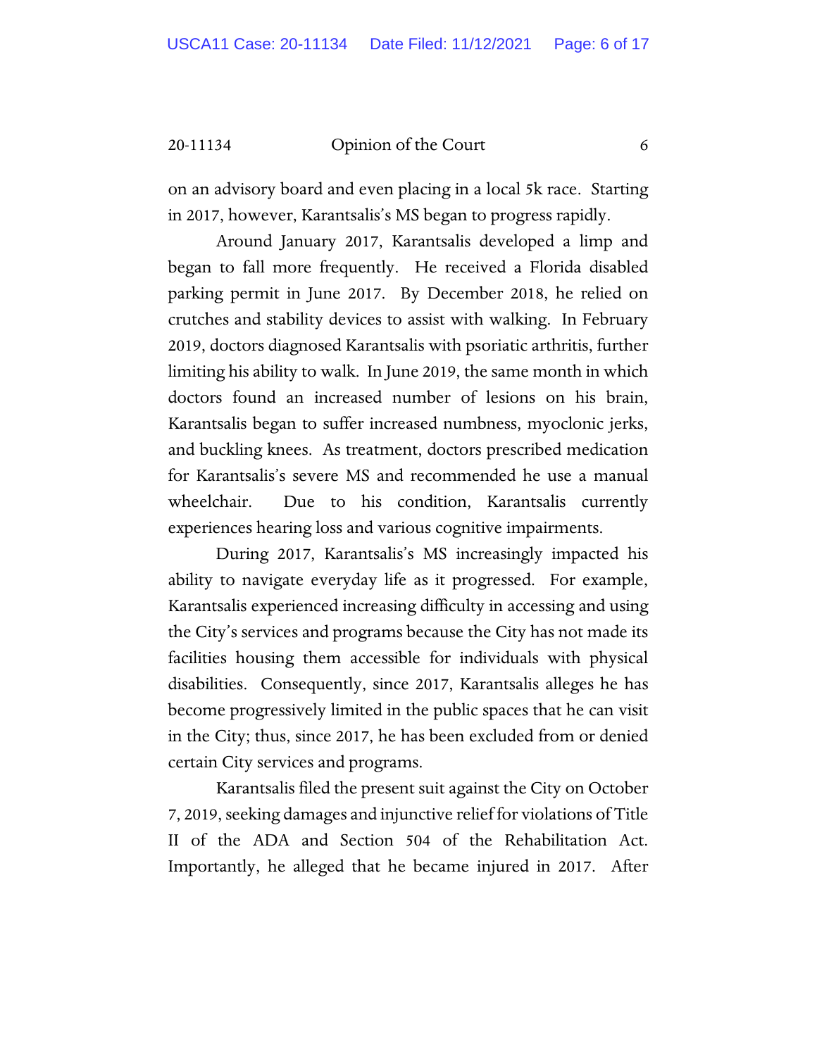on an advisory board and even placing in a local 5k race. Starting in 2017, however, Karantsalis's MS began to progress rapidly.

Around January 2017, Karantsalis developed a limp and began to fall more frequently. He received a Florida disabled parking permit in June 2017. By December 2018, he relied on crutches and stability devices to assist with walking. In February 2019, doctors diagnosed Karantsalis with psoriatic arthritis, further limiting his ability to walk. In June 2019, the same month in which doctors found an increased number of lesions on his brain, Karantsalis began to suffer increased numbness, myoclonic jerks, and buckling knees. As treatment, doctors prescribed medication for Karantsalis's severe MS and recommended he use a manual wheelchair. Due to his condition, Karantsalis currently experiences hearing loss and various cognitive impairments.

During 2017, Karantsalis's MS increasingly impacted his ability to navigate everyday life as it progressed. For example, Karantsalis experienced increasing difficulty in accessing and using the City's services and programs because the City has not made its facilities housing them accessible for individuals with physical disabilities. Consequently, since 2017, Karantsalis alleges he has become progressively limited in the public spaces that he can visit in the City; thus, since 2017, he has been excluded from or denied certain City services and programs.

Karantsalis filed the present suit against the City on October 7, 2019, seeking damages and injunctive relief for violations of Title II of the ADA and Section 504 of the Rehabilitation Act. Importantly, he alleged that he became injured in 2017. After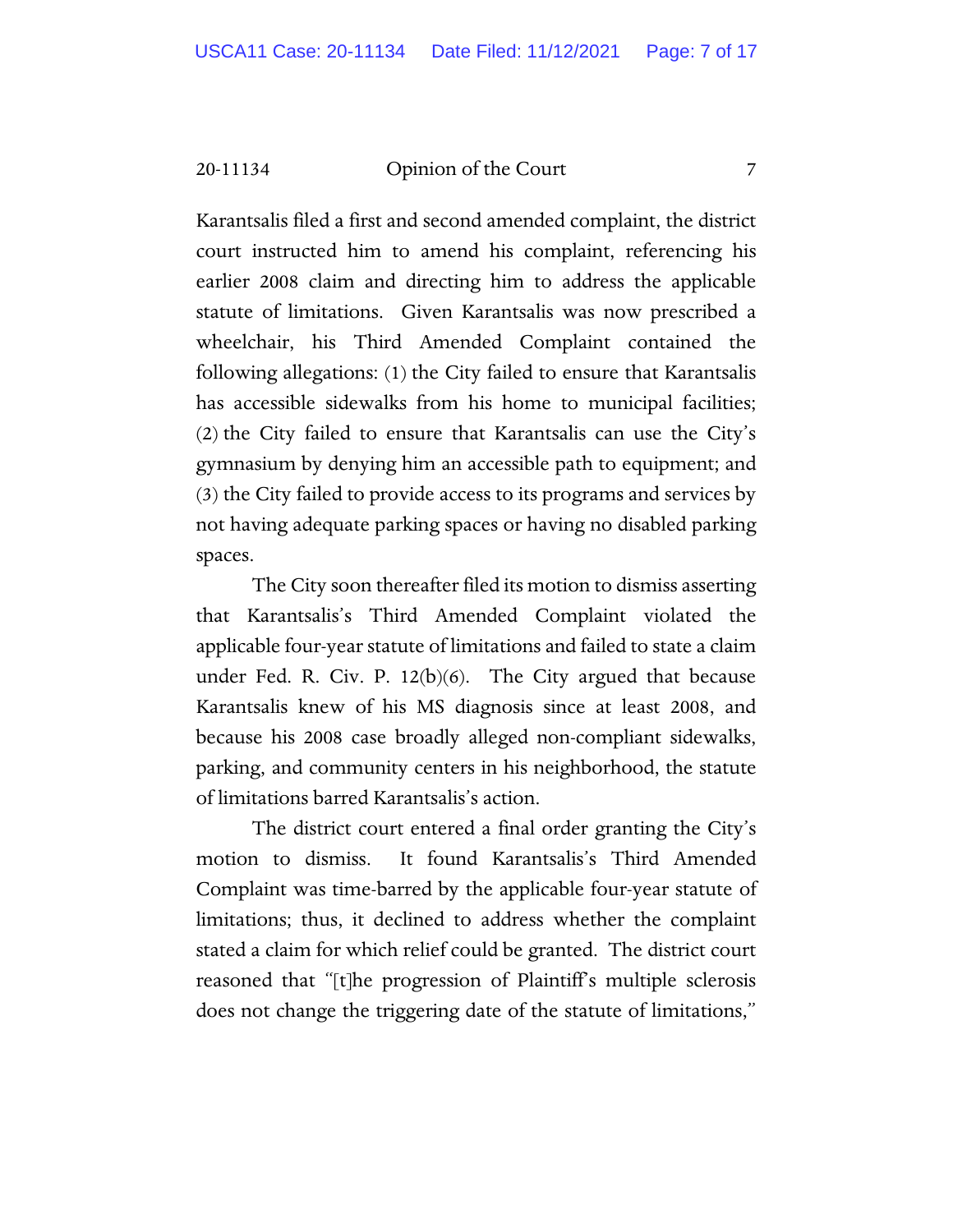Karantsalis filed a first and second amended complaint, the district court instructed him to amend his complaint, referencing his earlier 2008 claim and directing him to address the applicable statute of limitations. Given Karantsalis was now prescribed a wheelchair, his Third Amended Complaint contained the following allegations: (1) the City failed to ensure that Karantsalis has accessible sidewalks from his home to municipal facilities; (2) the City failed to ensure that Karantsalis can use the City's gymnasium by denying him an accessible path to equipment; and (3) the City failed to provide access to its programs and services by not having adequate parking spaces or having no disabled parking spaces.

The City soon thereafter filed its motion to dismiss asserting that Karantsalis's Third Amended Complaint violated the applicable four-year statute of limitations and failed to state a claim under Fed. R. Civ. P. 12(b)(6). The City argued that because Karantsalis knew of his MS diagnosis since at least 2008, and because his 2008 case broadly alleged non-compliant sidewalks, parking, and community centers in his neighborhood, the statute of limitations barred Karantsalis's action.

The district court entered a final order granting the City's motion to dismiss. It found Karantsalis's Third Amended Complaint was time-barred by the applicable four-year statute of limitations; thus, it declined to address whether the complaint stated a claim for which relief could be granted. The district court reasoned that "[t]he progression of Plaintiff's multiple sclerosis does not change the triggering date of the statute of limitations,"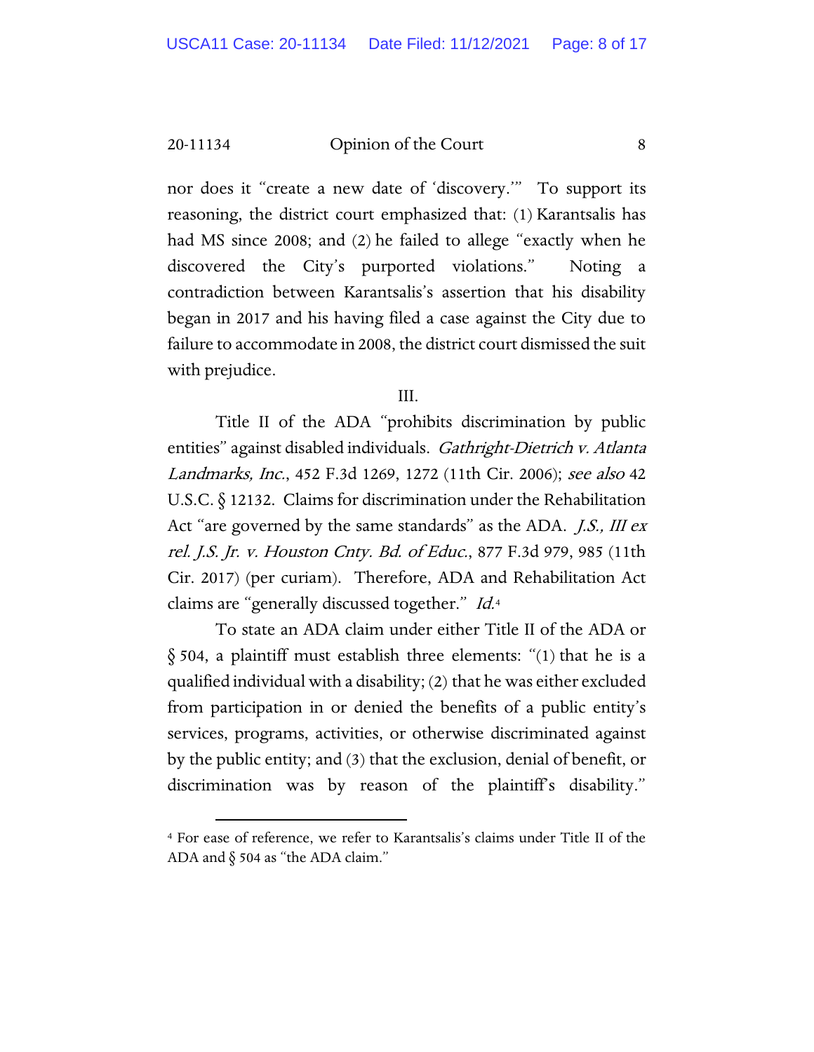nor does it "create a new date of 'discovery.'" To support its reasoning, the district court emphasized that: (1) Karantsalis has had MS since 2008; and (2) he failed to allege "exactly when he discovered the City's purported violations." Noting a contradiction between Karantsalis's assertion that his disability began in 2017 and his having filed a case against the City due to failure to accommodate in 2008, the district court dismissed the suit with prejudice.

III.

Title II of the ADA "prohibits discrimination by public entities" against disabled individuals. *Gathright-Dietrich v. Atlanta Landmarks, Inc.*, 452 F.3d 1269, 1272 (11th Cir. 2006); *see also* 42 U.S.C. § 12132. Claims for discrimination under the Rehabilitation Act "are governed by the same standards" as the ADA. *J.S., III ex rel. J.S. Jr. v. Houston Cnty. Bd. of Educ.*, 877 F.3d 979, 985 (11th Cir. 2017) (per curiam). Therefore, ADA and Rehabilitation Act claims are "generally discussed together." *Id.*[4]

To state an ADA claim under either Title II of the ADA or § 504, a plaintiff must establish three elements: "(1) that he is a qualified individual with a disability; (2) that he was either excluded from participation in or denied the benefits of a public entity's services, programs, activities, or otherwise discriminated against by the public entity; and (3) that the exclusion, denial of benefit, or discrimination was by reason of the plaintiff's disability."

[4] For ease of reference, we refer to Karantsalis's claims under Title II of the ADA and § 504 as "the ADA claim."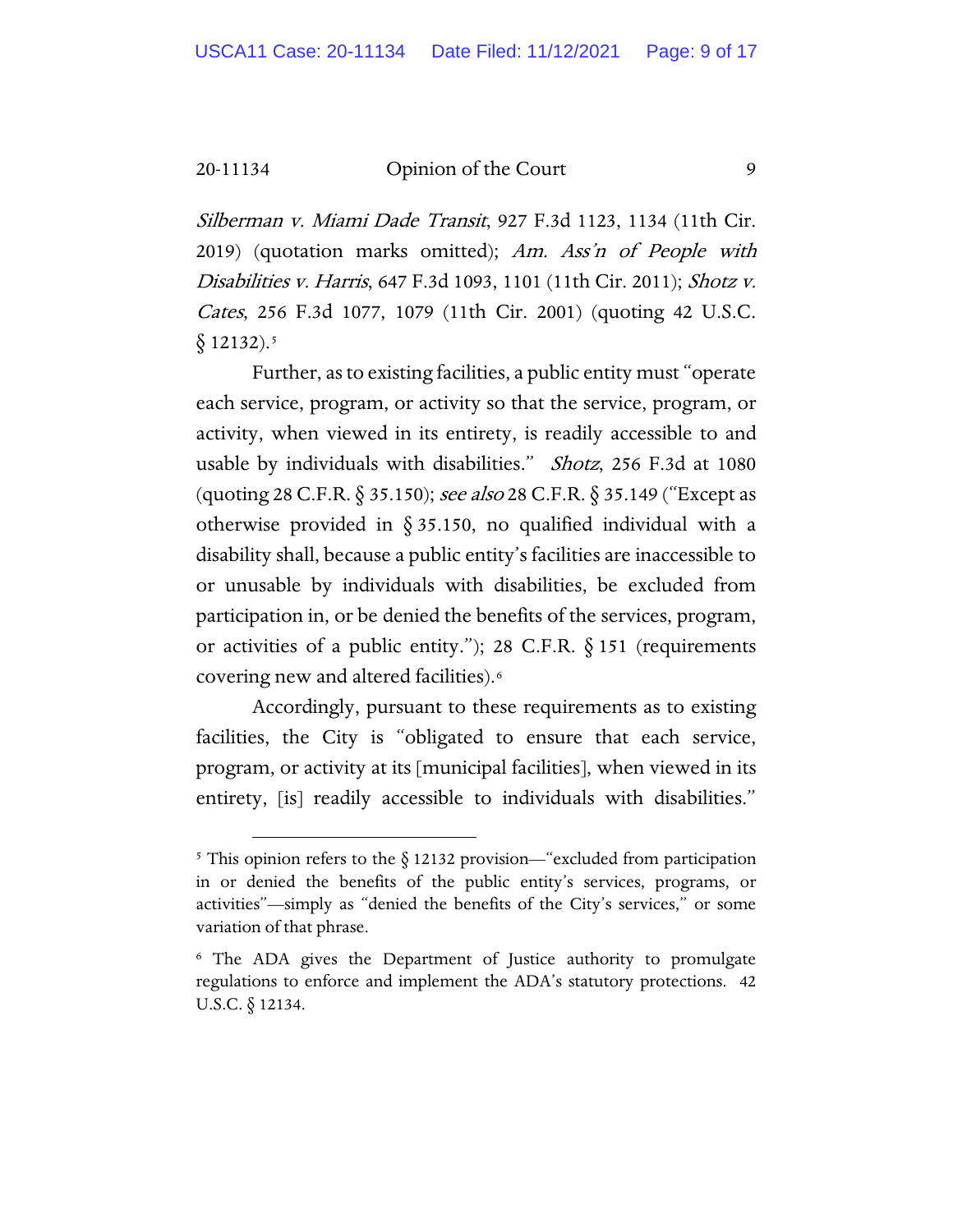*Silberman v. Miami Dade Transit*, 927 F.3d 1123, 1134 (11th Cir. 2019) (quotation marks omitted); *Am. Ass'n of People with Disabilities v. Harris*, 647 F.3d 1093, 1101 (11th Cir. 2011); *Shotz v. Cates*, 256 F.3d 1077, 1079 (11th Cir. 2001) (quoting 42 U.S.C. § 12132).[5]

Further, as to existing facilities, a public entity must "operate each service, program, or activity so that the service, program, or activity, when viewed in its entirety, is readily accessible to and usable by individuals with disabilities." *Shotz*, 256 F.3d at 1080 (quoting 28 C.F.R. § 35.150); *see also* 28 C.F.R. § 35.149 ("Except as otherwise provided in § 35.150, no qualified individual with a disability shall, because a public entity's facilities are inaccessible to or unusable by individuals with disabilities, be excluded from participation in, or be denied the benefits of the services, program, or activities of a public entity."); 28 C.F.R. § 151 (requirements covering new and altered facilities).[6]

Accordingly, pursuant to these requirements as to existing facilities, the City is "obligated to ensure that each service, program, or activity at its [municipal facilities], when viewed in its entirety, [is] readily accessible to individuals with disabilities."

---

[5] This opinion refers to the § 12132 provision—"excluded from participation in or denied the benefits of the public entity's services, programs, or activities"—simply as "denied the benefits of the City's services," or some variation of that phrase.

[6] The ADA gives the Department of Justice authority to promulgate regulations to enforce and implement the ADA's statutory protections. 42 U.S.C. § 12134.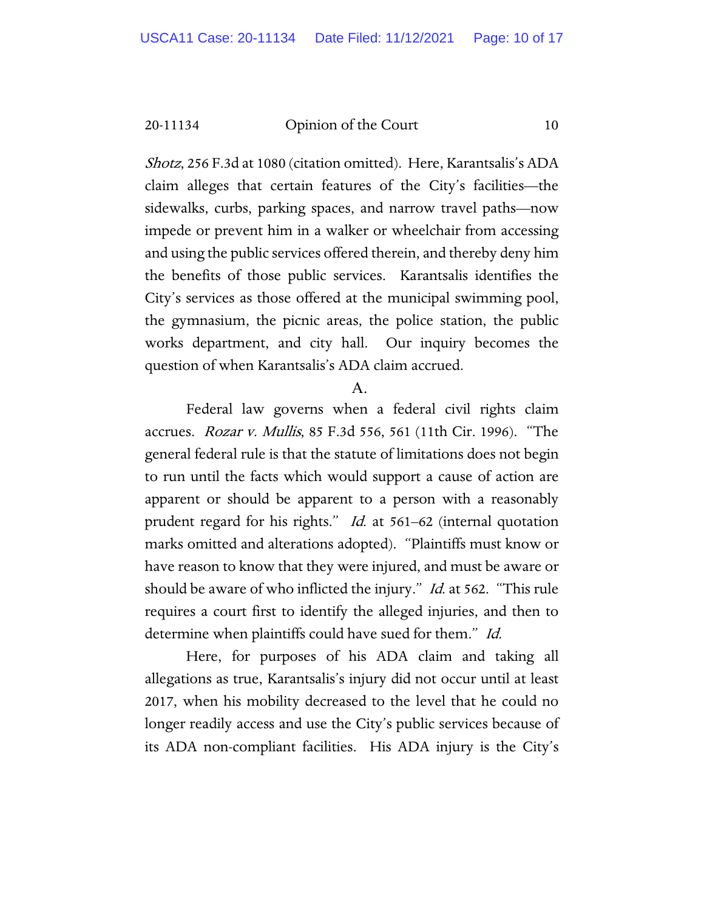*Shotz*, 256 F.3d at 1080 (citation omitted). Here, Karantsalis's ADA claim alleges that certain features of the City's facilities—the sidewalks, curbs, parking spaces, and narrow travel paths—now impede or prevent him in a walker or wheelchair from accessing and using the public services offered therein, and thereby deny him the benefits of those public services. Karantsalis identifies the City's services as those offered at the municipal swimming pool, the gymnasium, the picnic areas, the police station, the public works department, and city hall. Our inquiry becomes the question of when Karantsalis's ADA claim accrued.

A.

Federal law governs when a federal civil rights claim accrues. *Rozar v. Mullis*, 85 F.3d 556, 561 (11th Cir. 1996). "The general federal rule is that the statute of limitations does not begin to run until the facts which would support a cause of action are apparent or should be apparent to a person with a reasonably prudent regard for his rights." *Id.* at 561–62 (internal quotation marks omitted and alterations adopted). "Plaintiffs must know or have reason to know that they were injured, and must be aware or should be aware of who inflicted the injury." *Id.* at 562. "This rule requires a court first to identify the alleged injuries, and then to determine when plaintiffs could have sued for them." *Id.*

Here, for purposes of his ADA claim and taking all allegations as true, Karantsalis's injury did not occur until at least 2017, when his mobility decreased to the level that he could no longer readily access and use the City's public services because of its ADA non-compliant facilities. His ADA injury is the City's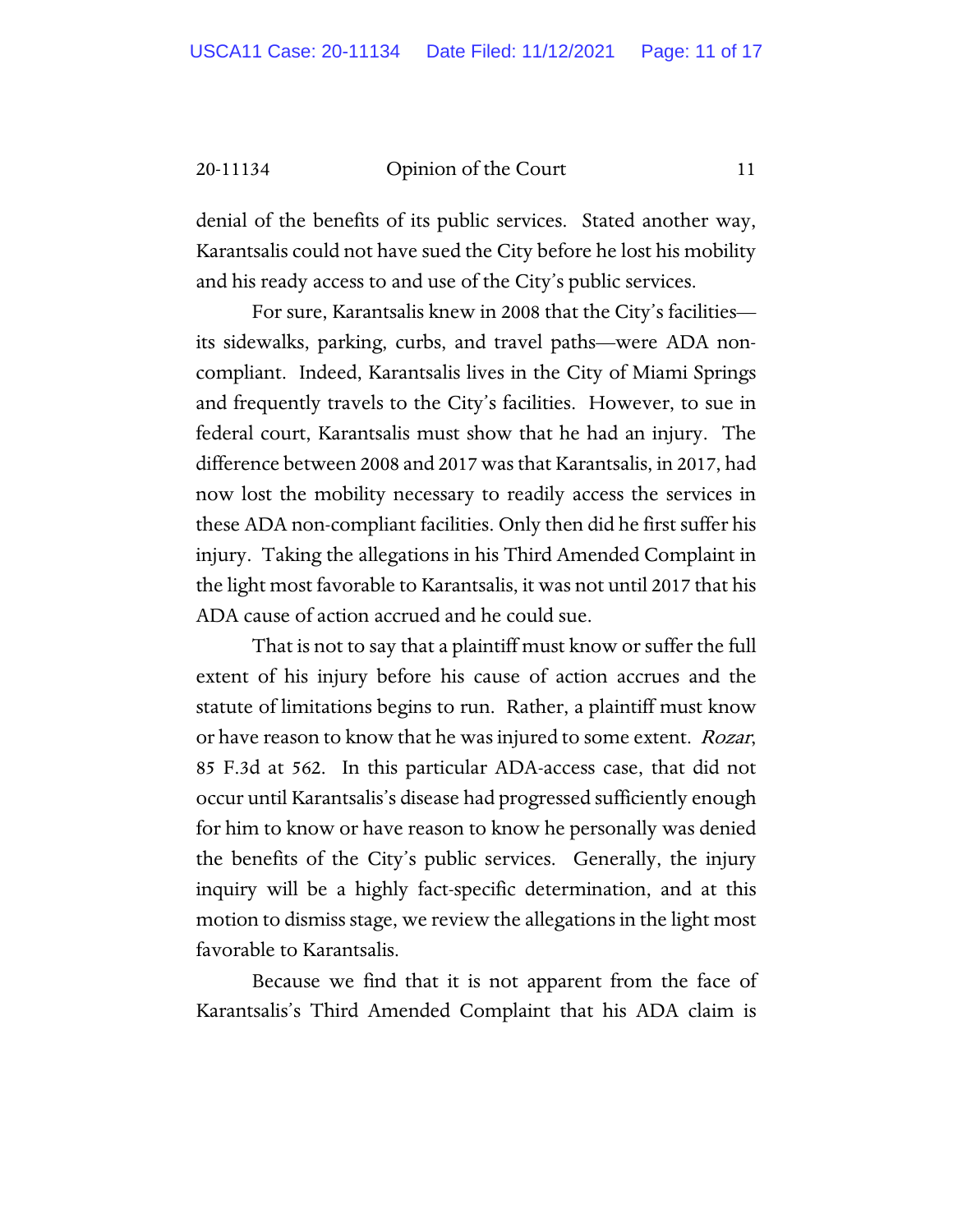denial of the benefits of its public services. Stated another way, Karantsalis could not have sued the City before he lost his mobility and his ready access to and use of the City's public services.

For sure, Karantsalis knew in 2008 that the City's facilities—its sidewalks, parking, curbs, and travel paths—were ADA non-compliant. Indeed, Karantsalis lives in the City of Miami Springs and frequently travels to the City's facilities. However, to sue in federal court, Karantsalis must show that he had an injury. The difference between 2008 and 2017 was that Karantsalis, in 2017, had now lost the mobility necessary to readily access the services in these ADA non-compliant facilities. Only then did he first suffer his injury. Taking the allegations in his Third Amended Complaint in the light most favorable to Karantsalis, it was not until 2017 that his ADA cause of action accrued and he could sue.

That is not to say that a plaintiff must know or suffer the full extent of his injury before his cause of action accrues and the statute of limitations begins to run. Rather, a plaintiff must know or have reason to know that he was injured to some extent. *Rozar*, 85 F.3d at 562. In this particular ADA-access case, that did not occur until Karantsalis's disease had progressed sufficiently enough for him to know or have reason to know he personally was denied the benefits of the City's public services. Generally, the injury inquiry will be a highly fact-specific determination, and at this motion to dismiss stage, we review the allegations in the light most favorable to Karantsalis.

Because we find that it is not apparent from the face of Karantsalis's Third Amended Complaint that his ADA claim is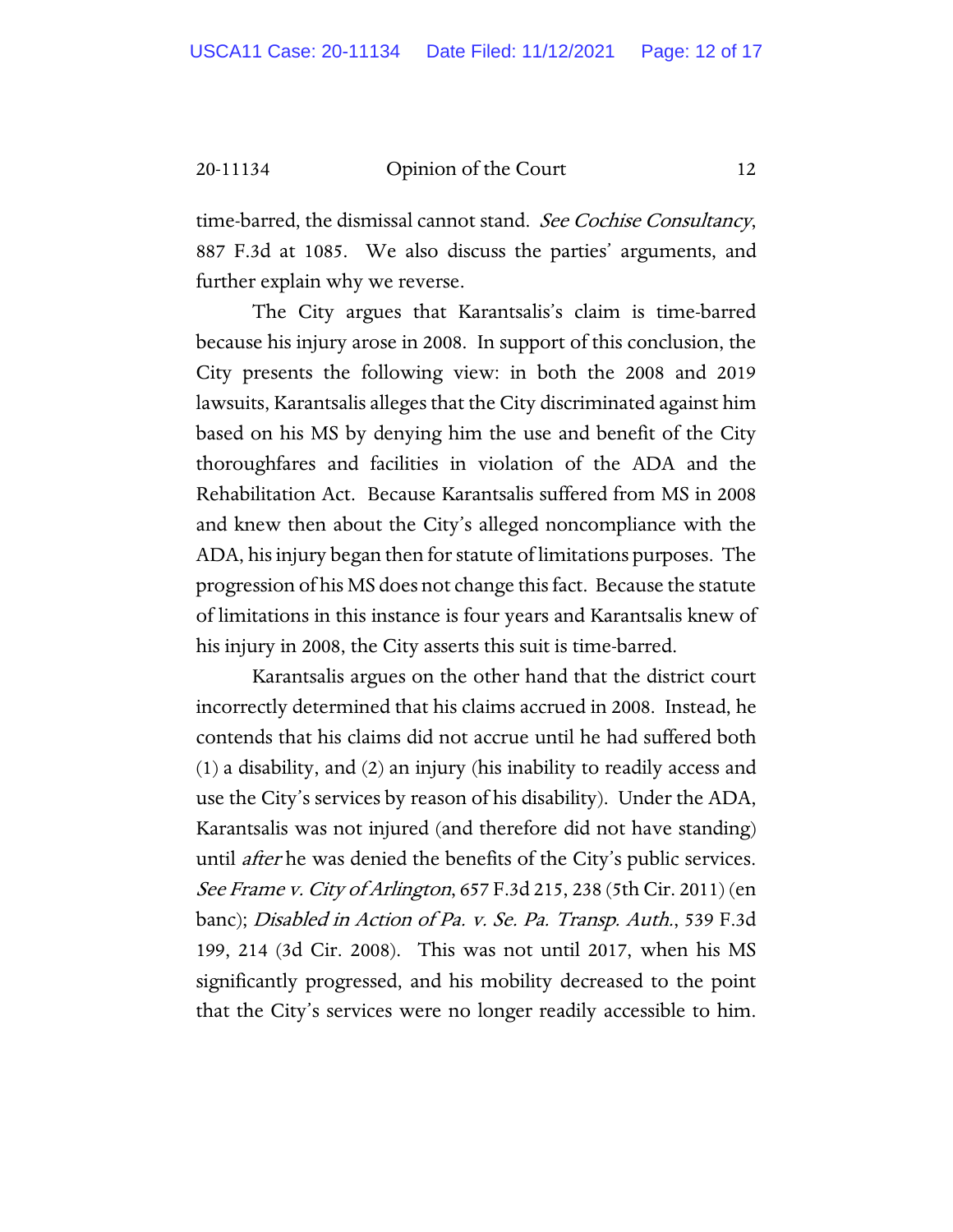time-barred, the dismissal cannot stand. *See Cochise Consultancy*, 887 F.3d at 1085. We also discuss the parties' arguments, and further explain why we reverse.

The City argues that Karantsalis's claim is time-barred because his injury arose in 2008. In support of this conclusion, the City presents the following view: in both the 2008 and 2019 lawsuits, Karantsalis alleges that the City discriminated against him based on his MS by denying him the use and benefit of the City thoroughfares and facilities in violation of the ADA and the Rehabilitation Act. Because Karantsalis suffered from MS in 2008 and knew then about the City's alleged noncompliance with the ADA, his injury began then for statute of limitations purposes. The progression of his MS does not change this fact. Because the statute of limitations in this instance is four years and Karantsalis knew of his injury in 2008, the City asserts this suit is time-barred.

Karantsalis argues on the other hand that the district court incorrectly determined that his claims accrued in 2008. Instead, he contends that his claims did not accrue until he had suffered both (1) a disability, and (2) an injury (his inability to readily access and use the City's services by reason of his disability). Under the ADA, Karantsalis was not injured (and therefore did not have standing) until *after* he was denied the benefits of the City's public services. *See Frame v. City of Arlington*, 657 F.3d 215, 238 (5th Cir. 2011) (en banc); *Disabled in Action of Pa. v. Se. Pa. Transp. Auth.*, 539 F.3d 199, 214 (3d Cir. 2008). This was not until 2017, when his MS significantly progressed, and his mobility decreased to the point that the City's services were no longer readily accessible to him.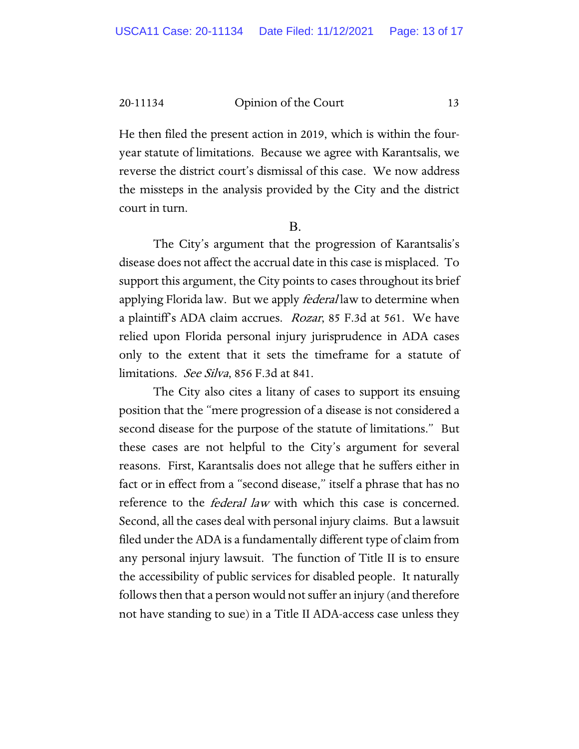He then filed the present action in 2019, which is within the four-year statute of limitations. Because we agree with Karantsalis, we reverse the district court's dismissal of this case. We now address the missteps in the analysis provided by the City and the district court in turn.

B.

The City's argument that the progression of Karantsalis's disease does not affect the accrual date in this case is misplaced. To support this argument, the City points to cases throughout its brief applying Florida law. But we apply *federal* law to determine when a plaintiff's ADA claim accrues. *Rozar*, 85 F.3d at 561. We have relied upon Florida personal injury jurisprudence in ADA cases only to the extent that it sets the timeframe for a statute of limitations. *See Silva*, 856 F.3d at 841.

The City also cites a litany of cases to support its ensuing position that the "mere progression of a disease is not considered a second disease for the purpose of the statute of limitations." But these cases are not helpful to the City's argument for several reasons. First, Karantsalis does not allege that he suffers either in fact or in effect from a "second disease," itself a phrase that has no reference to the *federal law* with which this case is concerned. Second, all the cases deal with personal injury claims. But a lawsuit filed under the ADA is a fundamentally different type of claim from any personal injury lawsuit. The function of Title II is to ensure the accessibility of public services for disabled people. It naturally follows then that a person would not suffer an injury (and therefore not have standing to sue) in a Title II ADA-access case unless they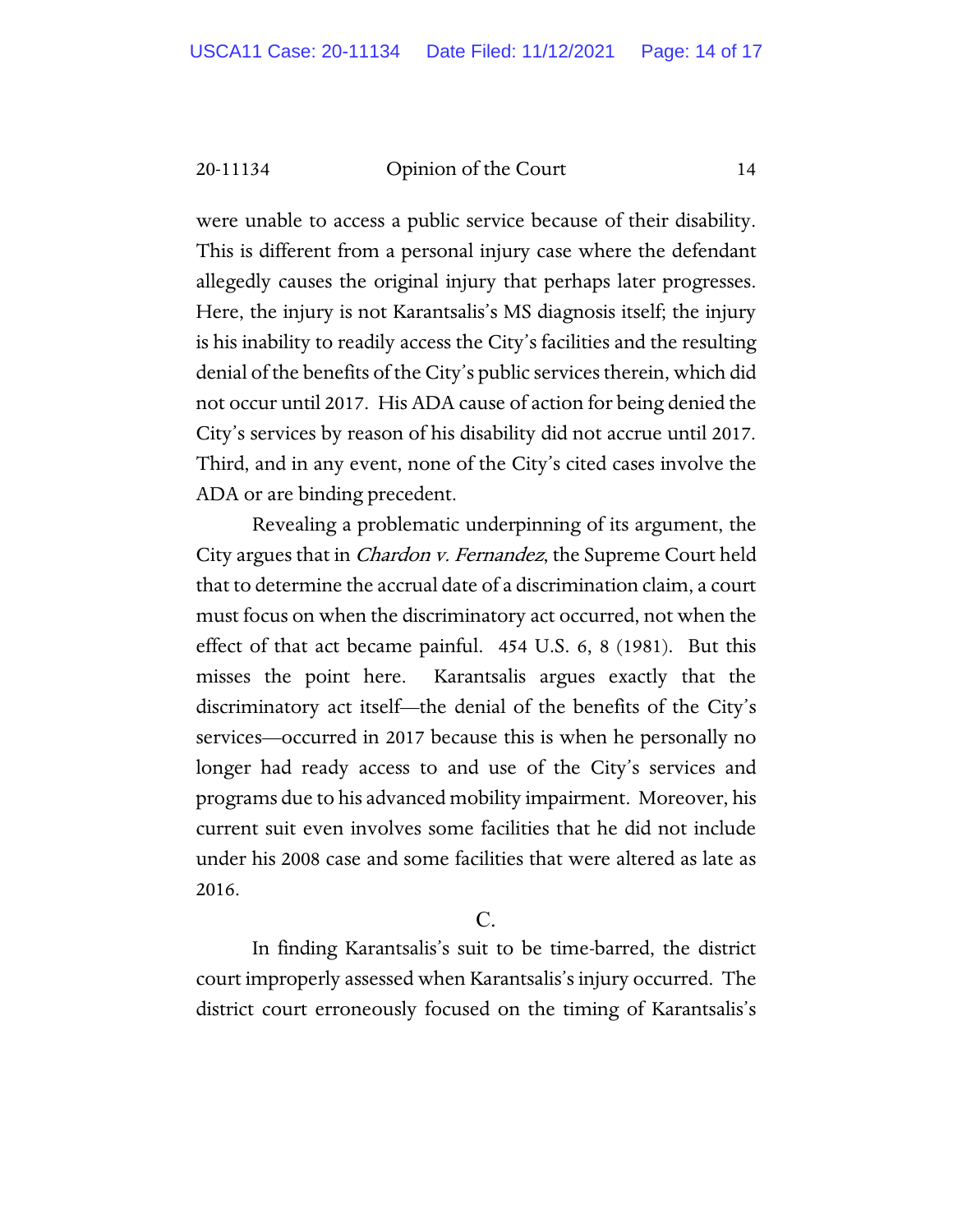were unable to access a public service because of their disability. This is different from a personal injury case where the defendant allegedly causes the original injury that perhaps later progresses. Here, the injury is not Karantsalis's MS diagnosis itself; the injury is his inability to readily access the City's facilities and the resulting denial of the benefits of the City's public services therein, which did not occur until 2017. His ADA cause of action for being denied the City's services by reason of his disability did not accrue until 2017. Third, and in any event, none of the City's cited cases involve the ADA or are binding precedent.

Revealing a problematic underpinning of its argument, the City argues that in *Chardon v. Fernandez*, the Supreme Court held that to determine the accrual date of a discrimination claim, a court must focus on when the discriminatory act occurred, not when the effect of that act became painful. 454 U.S. 6, 8 (1981). But this misses the point here. Karantsalis argues exactly that the discriminatory act itself—the denial of the benefits of the City's services—occurred in 2017 because this is when he personally no longer had ready access to and use of the City's services and programs due to his advanced mobility impairment. Moreover, his current suit even involves some facilities that he did not include under his 2008 case and some facilities that were altered as late as 2016.

C.

In finding Karantsalis's suit to be time-barred, the district court improperly assessed when Karantsalis's injury occurred. The district court erroneously focused on the timing of Karantsalis's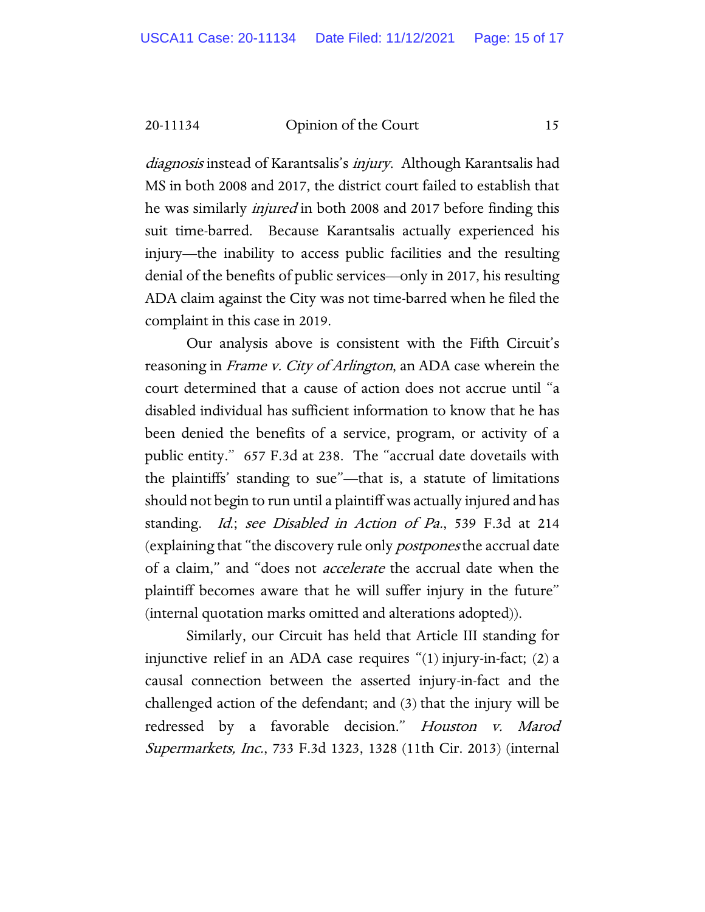*diagnosis* instead of Karantsalis's *injury*. Although Karantsalis had MS in both 2008 and 2017, the district court failed to establish that he was similarly *injured* in both 2008 and 2017 before finding this suit time-barred. Because Karantsalis actually experienced his injury—the inability to access public facilities and the resulting denial of the benefits of public services—only in 2017, his resulting ADA claim against the City was not time-barred when he filed the complaint in this case in 2019.

Our analysis above is consistent with the Fifth Circuit's reasoning in *Frame v. City of Arlington*, an ADA case wherein the court determined that a cause of action does not accrue until "a disabled individual has sufficient information to know that he has been denied the benefits of a service, program, or activity of a public entity." 657 F.3d at 238. The "accrual date dovetails with the plaintiffs' standing to sue"—that is, a statute of limitations should not begin to run until a plaintiff was actually injured and has standing. *Id.*; *see Disabled in Action of Pa.*, 539 F.3d at 214 (explaining that "the discovery rule only *postpones* the accrual date of a claim," and "does not *accelerate* the accrual date when the plaintiff becomes aware that he will suffer injury in the future" (internal quotation marks omitted and alterations adopted)).

Similarly, our Circuit has held that Article III standing for injunctive relief in an ADA case requires "(1) injury-in-fact; (2) a causal connection between the asserted injury-in-fact and the challenged action of the defendant; and (3) that the injury will be redressed by a favorable decision." *Houston v. Marod Supermarkets, Inc.*, 733 F.3d 1323, 1328 (11th Cir. 2013) (internal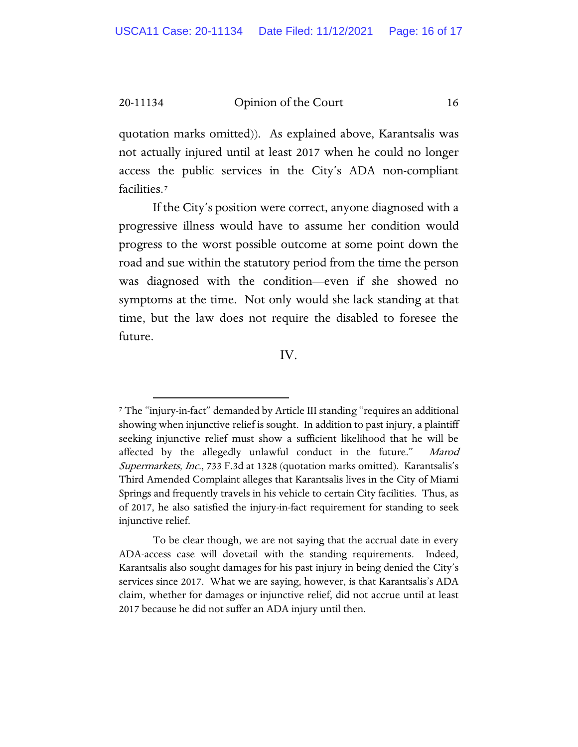quotation marks omitted)). As explained above, Karantsalis was not actually injured until at least 2017 when he could no longer access the public services in the City's ADA non-compliant facilities.[7]

If the City's position were correct, anyone diagnosed with a progressive illness would have to assume her condition would progress to the worst possible outcome at some point down the road and sue within the statutory period from the time the person was diagnosed with the condition—even if she showed no symptoms at the time. Not only would she lack standing at that time, but the law does not require the disabled to foresee the future.

IV.

---

[7] The "injury-in-fact" demanded by Article III standing "requires an additional showing when injunctive relief is sought. In addition to past injury, a plaintiff seeking injunctive relief must show a sufficient likelihood that he will be affected by the allegedly unlawful conduct in the future." *Marod Supermarkets, Inc.*, 733 F.3d at 1328 (quotation marks omitted). Karantsalis's Third Amended Complaint alleges that Karantsalis lives in the City of Miami Springs and frequently travels in his vehicle to certain City facilities. Thus, as of 2017, he also satisfied the injury-in-fact requirement for standing to seek injunctive relief.

To be clear though, we are not saying that the accrual date in every ADA-access case will dovetail with the standing requirements. Indeed, Karantsalis also sought damages for his past injury in being denied the City's services since 2017. What we are saying, however, is that Karantsalis's ADA claim, whether for damages or injunctive relief, did not accrue until at least 2017 because he did not suffer an ADA injury until then.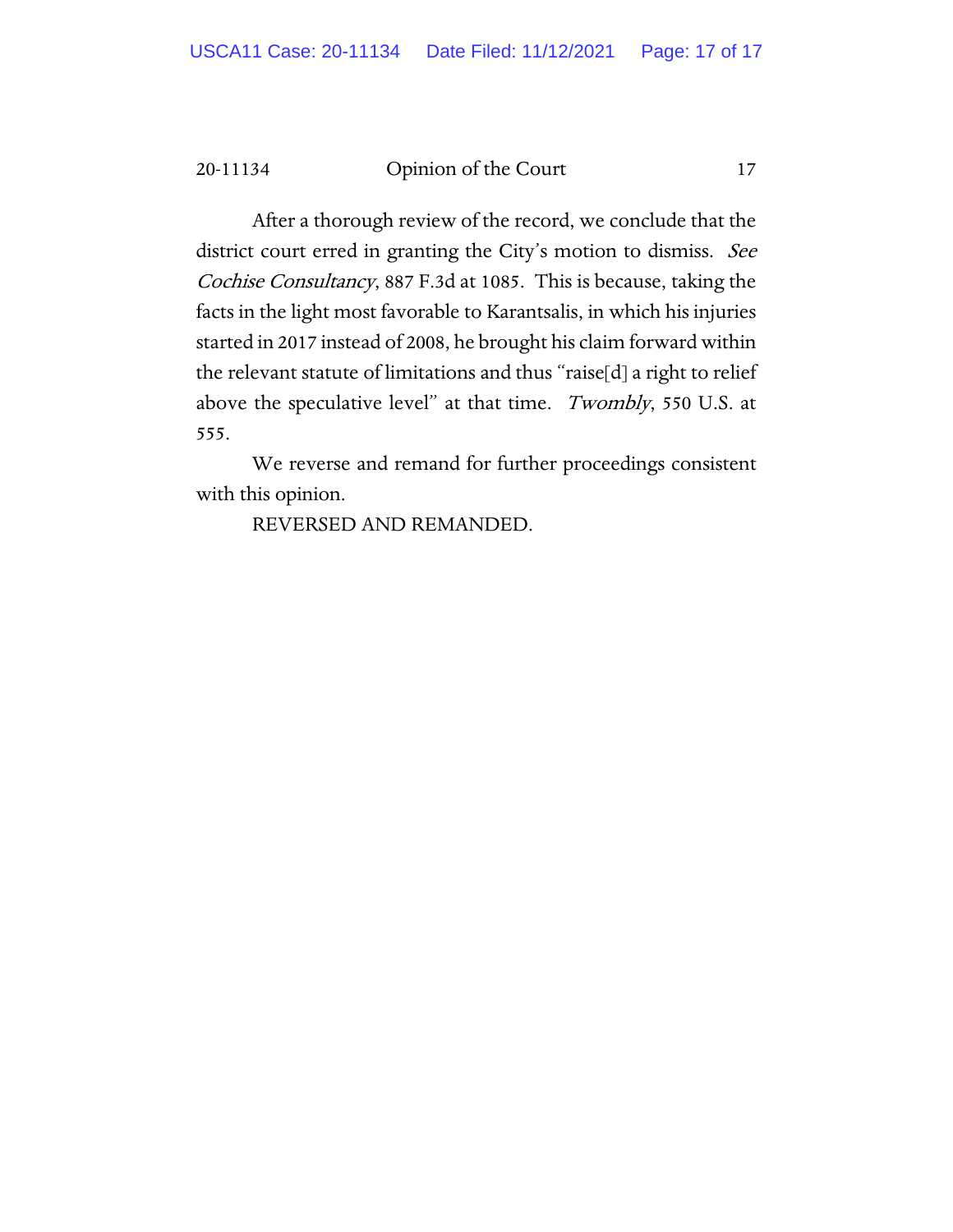After a thorough review of the record, we conclude that the district court erred in granting the City's motion to dismiss. *See Cochise Consultancy*, 887 F.3d at 1085. This is because, taking the facts in the light most favorable to Karantsalis, in which his injuries started in 2017 instead of 2008, he brought his claim forward within the relevant statute of limitations and thus "raise[d] a right to relief above the speculative level" at that time. *Twombly*, 550 U.S. at 555.

We reverse and remand for further proceedings consistent with this opinion.

REVERSED AND REMANDED.